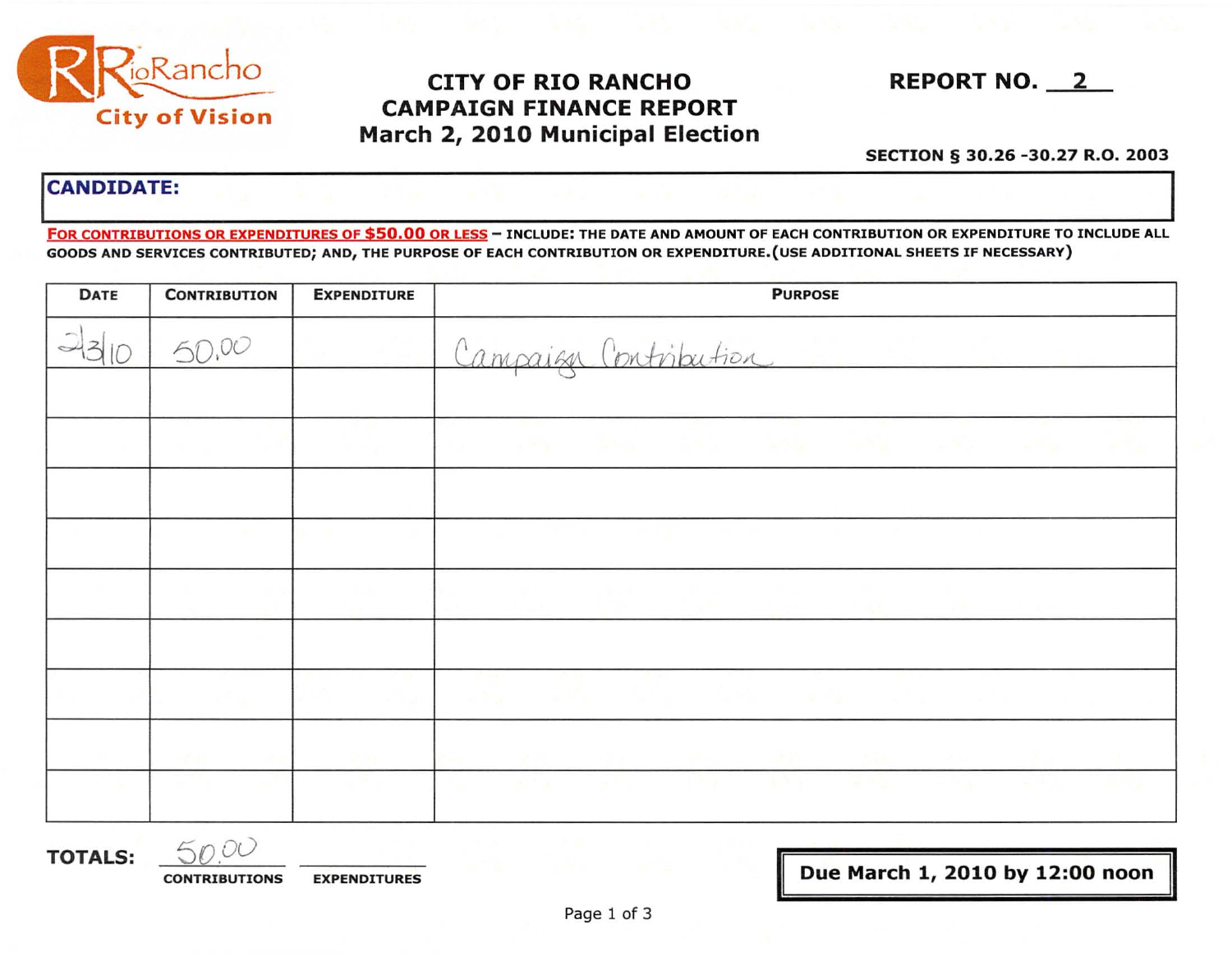RioRancho City of Vision

# CITY OF RIO RANCHO
# CAMPAIGN FINANCE REPORT
# March 2, 2010 Municipal Election

**REPORT NO. 2**

**SECTION § 30.26 -30.27 R.O. 2003**

**CANDIDATE:**

**FOR CONTRIBUTIONS OR EXPENDITURES OF $50.00 OR LESS – INCLUDE: THE DATE AND AMOUNT OF EACH CONTRIBUTION OR EXPENDITURE TO INCLUDE ALL GOODS AND SERVICES CONTRIBUTED; AND, THE PURPOSE OF EACH CONTRIBUTION OR EXPENDITURE. (USE ADDITIONAL SHEETS IF NECESSARY)**

| DATE | CONTRIBUTION | EXPENDITURE | PURPOSE |
|---|---|---|---|
| 2/3/10 | 50.00 | | Campaign Contribution |
| | | | |
| | | | |
| | | | |
| | | | |
| | | | |
| | | | |
| | | | |
| | | | |
| | | | |

**TOTALS:** 50.00 (CONTRIBUTIONS) ______ (EXPENDITURES)

**Due March 1, 2010 by 12:00 noon**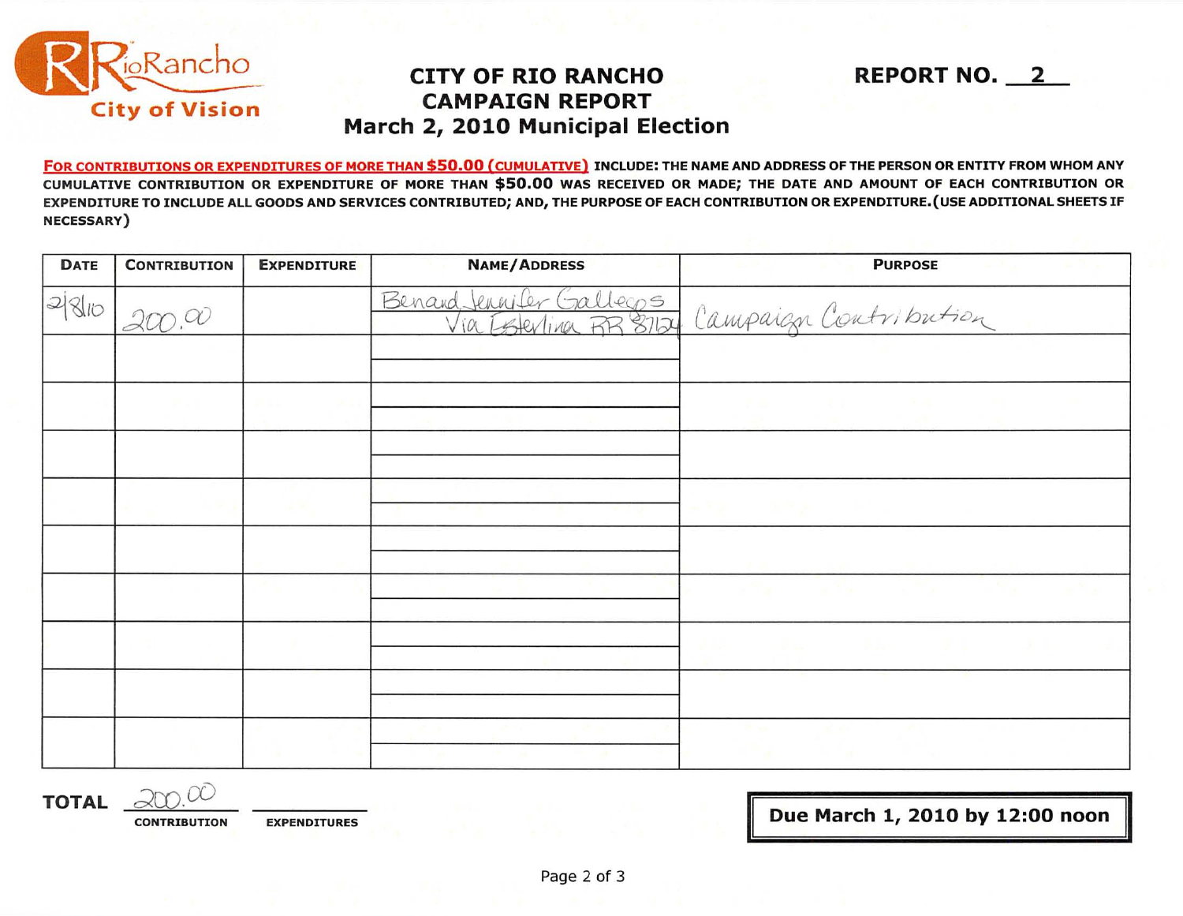RioRancho City of Vision

# CITY OF RIO RANCHO CAMPAIGN REPORT March 2, 2010 Municipal Election

**REPORT NO. 2**

**FOR CONTRIBUTIONS OR EXPENDITURES OF MORE THAN $50.00 (CUMULATIVE)** INCLUDE: THE NAME AND ADDRESS OF THE PERSON OR ENTITY FROM WHOM ANY CUMULATIVE CONTRIBUTION OR EXPENDITURE OF MORE THAN **$50.00** WAS RECEIVED OR MADE; THE DATE AND AMOUNT OF EACH CONTRIBUTION OR EXPENDITURE TO INCLUDE ALL GOODS AND SERVICES CONTRIBUTED; AND, THE PURPOSE OF EACH CONTRIBUTION OR EXPENDITURE. (USE ADDITIONAL SHEETS IF NECESSARY)

| DATE | CONTRIBUTION | EXPENDITURE | NAME/ADDRESS | PURPOSE |
|---|---|---|---|---|
| 2/8/10 | 200.00 | | Benard Jennifer Gallegos<br>Via Esterlina RR 87124 | Campaign Contribution |
| | | | | |
| | | | | |
| | | | | |
| | | | | |
| | | | | |
| | | | | |
| | | | | |
| | | | | |
| | | | | |

**TOTAL** 200.00 CONTRIBUTION ______ EXPENDITURES

**Due March 1, 2010 by 12:00 noon**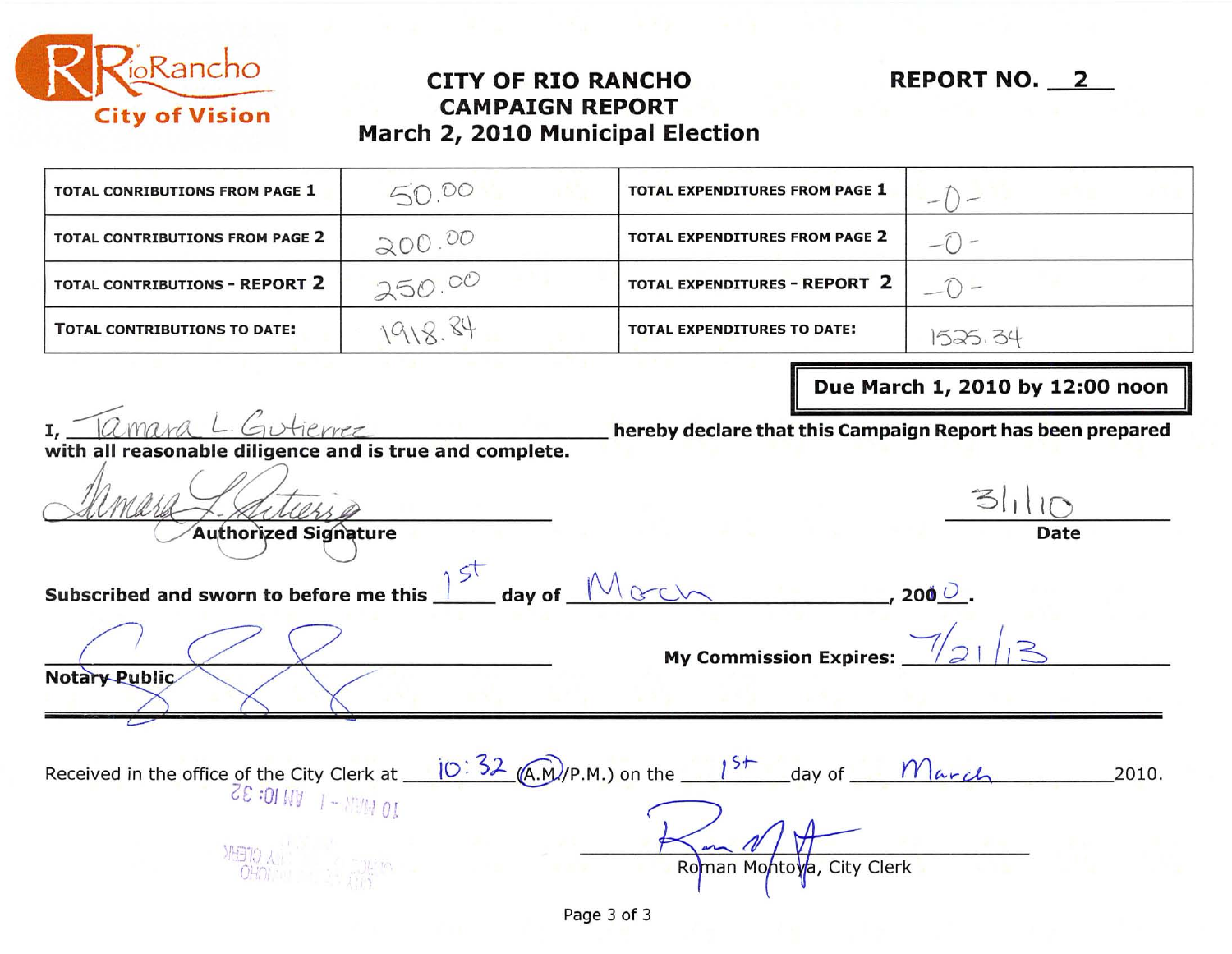RioRancho City of Vision

# CITY OF RIO RANCHO CAMPAIGN REPORT March 2, 2010 Municipal Election

**REPORT NO. 2**

| | | | |
|---|---|---|---|
| TOTAL CONRIBUTIONS FROM PAGE 1 | 50.00 | TOTAL EXPENDITURES FROM PAGE 1 | -0- |
| TOTAL CONTRIBUTIONS FROM PAGE 2 | 200.00 | TOTAL EXPENDITURES FROM PAGE 2 | -0- |
| TOTAL CONTRIBUTIONS - REPORT 2 | 250.00 | TOTAL EXPENDITURES - REPORT 2 | -0- |
| TOTAL CONTRIBUTIONS TO DATE: | 1918.84 | TOTAL EXPENDITURES TO DATE: | 1525.34 |

**Due March 1, 2010 by 12:00 noon**

**I, Tamara L. Gutierrez hereby declare that this Campaign Report has been prepared with all reasonable diligence and is true and complete.**

[Signature]
**Authorized Signature**

3/1/10
**Date**

**Subscribed and sworn to before me this 1st day of March, 2010.**

[Signature]
**Notary Public**

**My Commission Expires:** 7/21/13

Received in the office of the City Clerk at 10:32 (A.M./P.M.) on the 1st day of March 2010.

10 MAR -1 AM 10:32

[Signature]
Roman Montoya, City Clerk